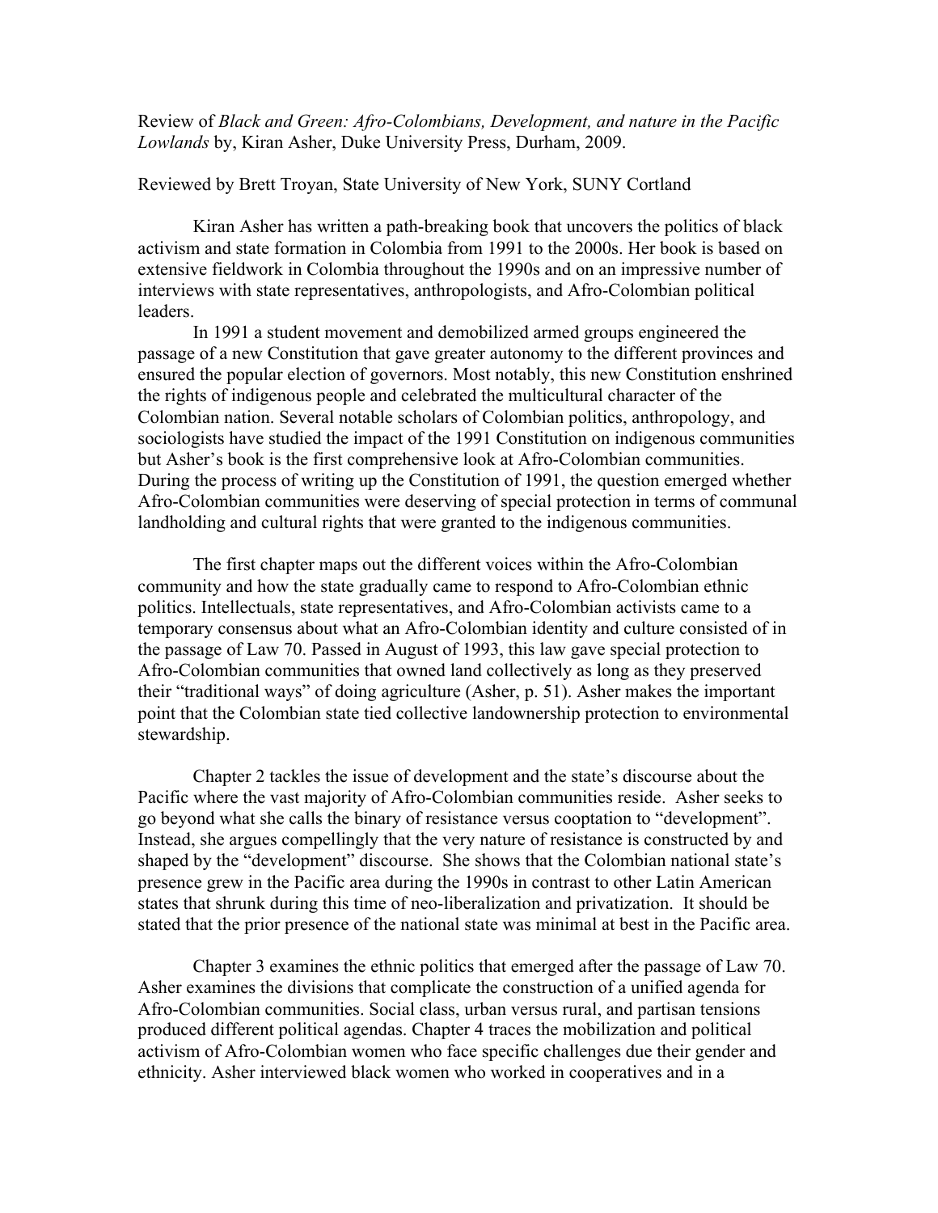Review of *Black and Green: Afro-Colombians, Development, and nature in the Pacific Lowlands* by, Kiran Asher, Duke University Press, Durham, 2009.

Reviewed by Brett Troyan, State University of New York, SUNY Cortland

Kiran Asher has written a path-breaking book that uncovers the politics of black activism and state formation in Colombia from 1991 to the 2000s. Her book is based on extensive fieldwork in Colombia throughout the 1990s and on an impressive number of interviews with state representatives, anthropologists, and Afro-Colombian political leaders.

In 1991 a student movement and demobilized armed groups engineered the passage of a new Constitution that gave greater autonomy to the different provinces and ensured the popular election of governors. Most notably, this new Constitution enshrined the rights of indigenous people and celebrated the multicultural character of the Colombian nation. Several notable scholars of Colombian politics, anthropology, and sociologists have studied the impact of the 1991 Constitution on indigenous communities but Asher's book is the first comprehensive look at Afro-Colombian communities. During the process of writing up the Constitution of 1991, the question emerged whether Afro-Colombian communities were deserving of special protection in terms of communal landholding and cultural rights that were granted to the indigenous communities.

The first chapter maps out the different voices within the Afro-Colombian community and how the state gradually came to respond to Afro-Colombian ethnic politics. Intellectuals, state representatives, and Afro-Colombian activists came to a temporary consensus about what an Afro-Colombian identity and culture consisted of in the passage of Law 70. Passed in August of 1993, this law gave special protection to Afro-Colombian communities that owned land collectively as long as they preserved their "traditional ways" of doing agriculture (Asher, p. 51). Asher makes the important point that the Colombian state tied collective landownership protection to environmental stewardship.

Chapter 2 tackles the issue of development and the state's discourse about the Pacific where the vast majority of Afro-Colombian communities reside. Asher seeks to go beyond what she calls the binary of resistance versus cooptation to "development". Instead, she argues compellingly that the very nature of resistance is constructed by and shaped by the "development" discourse. She shows that the Colombian national state's presence grew in the Pacific area during the 1990s in contrast to other Latin American states that shrunk during this time of neo-liberalization and privatization. It should be stated that the prior presence of the national state was minimal at best in the Pacific area.

Chapter 3 examines the ethnic politics that emerged after the passage of Law 70. Asher examines the divisions that complicate the construction of a unified agenda for Afro-Colombian communities. Social class, urban versus rural, and partisan tensions produced different political agendas. Chapter 4 traces the mobilization and political activism of Afro-Colombian women who face specific challenges due their gender and ethnicity. Asher interviewed black women who worked in cooperatives and in a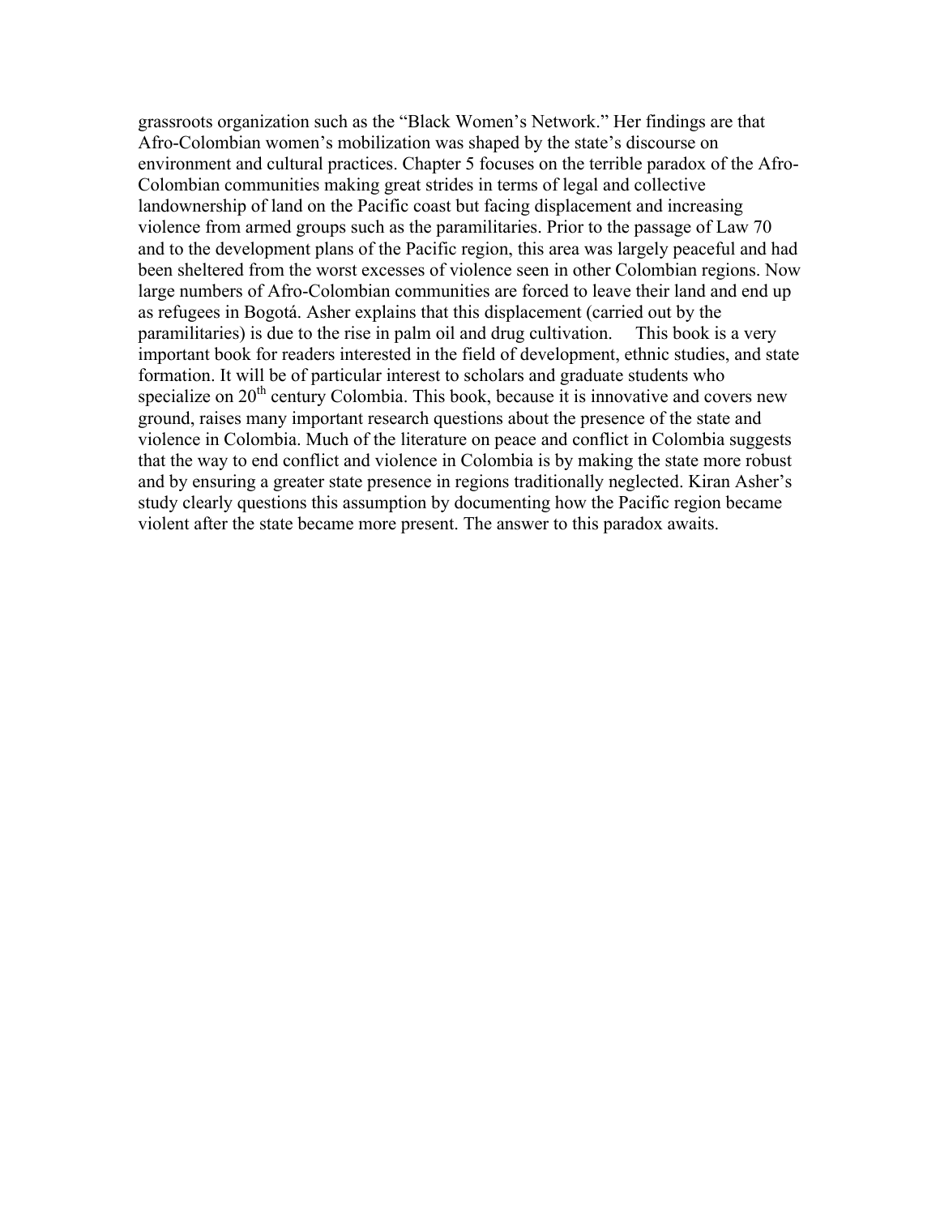grassroots organization such as the "Black Women's Network." Her findings are that Afro-Colombian women's mobilization was shaped by the state's discourse on environment and cultural practices. Chapter 5 focuses on the terrible paradox of the Afro-Colombian communities making great strides in terms of legal and collective landownership of land on the Pacific coast but facing displacement and increasing violence from armed groups such as the paramilitaries. Prior to the passage of Law 70 and to the development plans of the Pacific region, this area was largely peaceful and had been sheltered from the worst excesses of violence seen in other Colombian regions. Now large numbers of Afro-Colombian communities are forced to leave their land and end up as refugees in Bogotá. Asher explains that this displacement (carried out by the paramilitaries) is due to the rise in palm oil and drug cultivation.

This book is a very important book for readers interested in the field of development, ethnic studies, and state formation. It will be of particular interest to scholars and graduate students who specialize on 20th century Colombia. This book, because it is innovative and covers new ground, raises many important research questions about the presence of the state and violence in Colombia. Much of the literature on peace and conflict in Colombia suggests that the way to end conflict and violence in Colombia is by making the state more robust and by ensuring a greater state presence in regions traditionally neglected. Kiran Asher's study clearly questions this assumption by documenting how the Pacific region became violent after the state became more present. The answer to this paradox awaits.